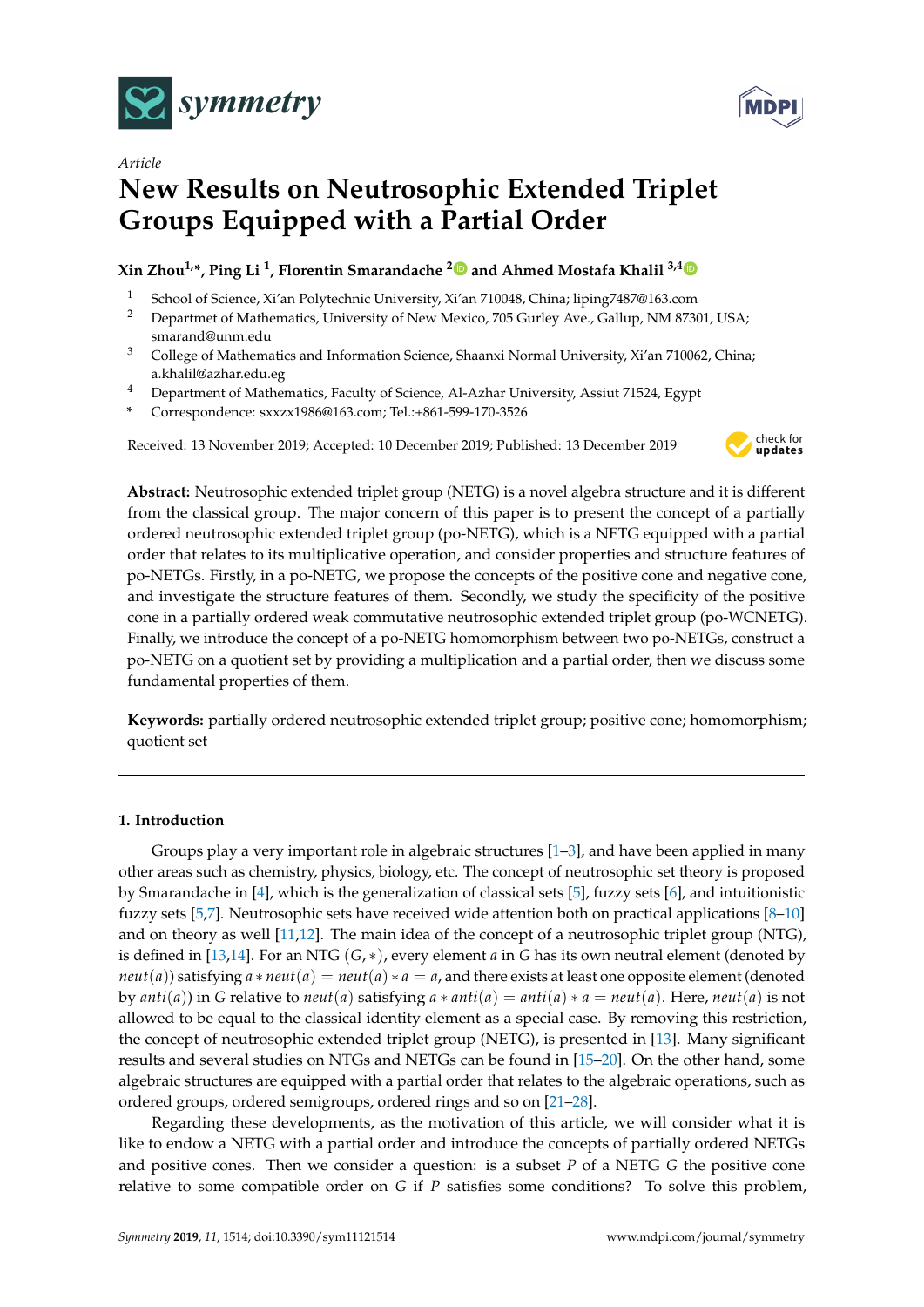*Article*

# New Results on Neutrosophic Extended Triplet Groups Equipped with a Partial Order

**Xin Zhou [1,*], Ping Li [1], Florentin Smarandache [2] and Ahmed Mostafa Khalil [3,4]**

1. School of Science, Xi'an Polytechnic University, Xi'an 710048, China; liping7487@163.com
2. Depatrmet of Mathematics, University of New Mexico, 705 Gurley Ave., Gallup, NM 87301, USA; smarand@unm.edu
3. College of Mathematics and Information Science, Shaanxi Normal University, Xi'an 710062, China; a.khalil@azhar.edu.eg
4. Department of Mathematics, Faculty of Science, Al-Azhar University, Assiut 71524, Egypt

\* Correspondence: sxxzx1986@163.com; Tel.:+861-599-170-3526

Received: 13 November 2019; Accepted: 10 December 2019; Published: 13 December 2019

**Abstract:** Neutrosophic extended triplet group (NETG) is a novel algebra structure and it is different from the classical group. The major concern of this paper is to present the concept of a partially ordered neutrosophic extended triplet group (po-NETG), which is a NETG equipped with a partial order that relates to its multiplicative operation, and consider properties and structure features of po-NETGs. Firstly, in a po-NETG, we propose the concepts of the positive cone and negative cone, and investigate the structure features of them. Secondly, we study the specificity of the positive cone in a partially ordered weak commutative neutrosophic extended triplet group (po-WCNETG). Finally, we introduce the concept of a po-NETG homomorphism between two po-NETGs, construct a po-NETG on a quotient set by providing a multiplication and a partial order, then we discuss some fundamental properties of them.

**Keywords:** partially ordered neutrosophic extended triplet group; positive cone; homomorphism; quotient set

## 1. Introduction

Groups play a very important role in algebraic structures [1–3], and have been applied in many other areas such as chemistry, physics, biology, etc. The concept of neutrosophic set theory is proposed by Smarandache in [4], which is the generalization of classical sets [5], fuzzy sets [6], and intuitionistic fuzzy sets [5,7]. Neutrosophic sets have received wide attention both on practical applications [8–10] and on theory as well [11,12]. The main idea of the concept of a neutrosophic triplet group (NTG), is defined in [13,14]. For an NTG $(G, *)$, every element $a$ in $G$ has its own neutral element (denoted by $neut(a)$) satisfying $a * neut(a) = neut(a) * a = a$, and there exists at least one opposite element (denoted by $anti(a)$) in $G$ relative to $neut(a)$ satisfying $a * anti(a) = anti(a) * a = neut(a)$. Here, $neut(a)$ is not allowed to be equal to the classical identity element as a special case. By removing this restriction, the concept of neutrosophic extended triplet group (NETG), is presented in [13]. Many significant results and several studies on NTGs and NETGs can be found in [15–20]. On the other hand, some algebraic structures are equipped with a partial order that relates to the algebraic operations, such as ordered groups, ordered semigroups, ordered rings and so on [21–28].

Regarding these developments, as the motivation of this article, we will consider what it is like to endow a NETG with a partial order and introduce the concepts of partially ordered NETGs and positive cones. Then we consider a question: is a subset $P$ of a NETG $G$ the positive cone relative to some compatible order on $G$ if $P$ satisfies some conditions? To solve this problem,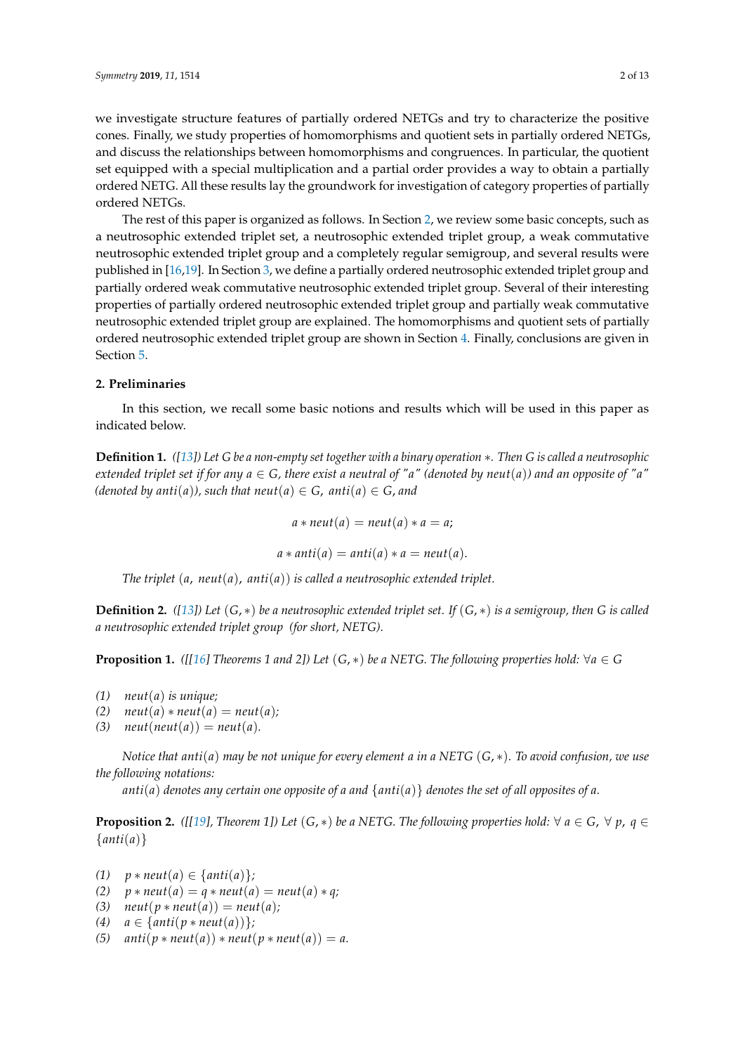we investigate structure features of partially ordered NETGs and try to characterize the positive cones. Finally, we study properties of homomorphisms and quotient sets in partially ordered NETGs, and discuss the relationships between homomorphisms and congruences. In particular, the quotient set equipped with a special multiplication and a partial order provides a way to obtain a partially ordered NETG. All these results lay the groundwork for investigation of category properties of partially ordered NETGs.

The rest of this paper is organized as follows. In Section 2, we review some basic concepts, such as a neutrosophic extended triplet set, a neutrosophic extended triplet group, a weak commutative neutrosophic extended triplet group and a completely regular semigroup, and several results were published in [16,19]. In Section 3, we define a partially ordered neutrosophic extended triplet group and partially ordered weak commutative neutrosophic extended triplet group. Several of their interesting properties of partially ordered neutrosophic extended triplet group and partially weak commutative neutrosophic extended triplet group are explained. The homomorphisms and quotient sets of partially ordered neutrosophic extended triplet group are shown in Section 4. Finally, conclusions are given in Section 5.

## 2. Preliminaries

In this section, we recall some basic notions and results which will be used in this paper as indicated below.

**Definition 1.** *([13]) Let $G$ be a non-empty set together with a binary operation $*$. Then $G$ is called a neutrosophic extended triplet set if for any $a \in G$, there exist a neutral of "a" (denoted by $neut(a)$) and an opposite of "a" (denoted by $anti(a)$), such that $neut(a) \in G$, $anti(a) \in G$, and*

$$a * neut(a) = neut(a) * a = a;$$

$$a * anti(a) = anti(a) * a = neut(a).$$

*The triplet $(a,\ neut(a),\ anti(a))$ is called a neutrosophic extended triplet.*

**Definition 2.** *([13]) Let $(G, *)$ be a neutrosophic extended triplet set. If $(G, *)$ is a semigroup, then $G$ is called a neutrosophic extended triplet group (for short, NETG).*

**Proposition 1.** *([[16] Theorems 1 and 2]) Let $(G, *)$ be a NETG. The following properties hold: $\forall a \in G$*

*(1) $neut(a)$ is unique;*
*(2) $neut(a) * neut(a) = neut(a)$;*
*(3) $neut(neut(a)) = neut(a)$.*

*Notice that $anti(a)$ may be not unique for every element $a$ in a NETG $(G, *)$. To avoid confusion, we use the following notations:*

*$anti(a)$ denotes any certain one opposite of $a$ and $\{anti(a)\}$ denotes the set of all opposites of $a$.*

**Proposition 2.** *([[19], Theorem 1]) Let $(G, *)$ be a NETG. The following properties hold: $\forall\ a \in G$, $\forall\ p,\ q \in \{anti(a)\}$*

*(1) $p * neut(a) \in \{anti(a)\}$;*
*(2) $p * neut(a) = q * neut(a) = neut(a) * q$;*
*(3) $neut(p * neut(a)) = neut(a)$;*
*(4) $a \in \{anti(p * neut(a))\}$;*
*(5) $anti(p * neut(a)) * neut(p * neut(a)) = a$.*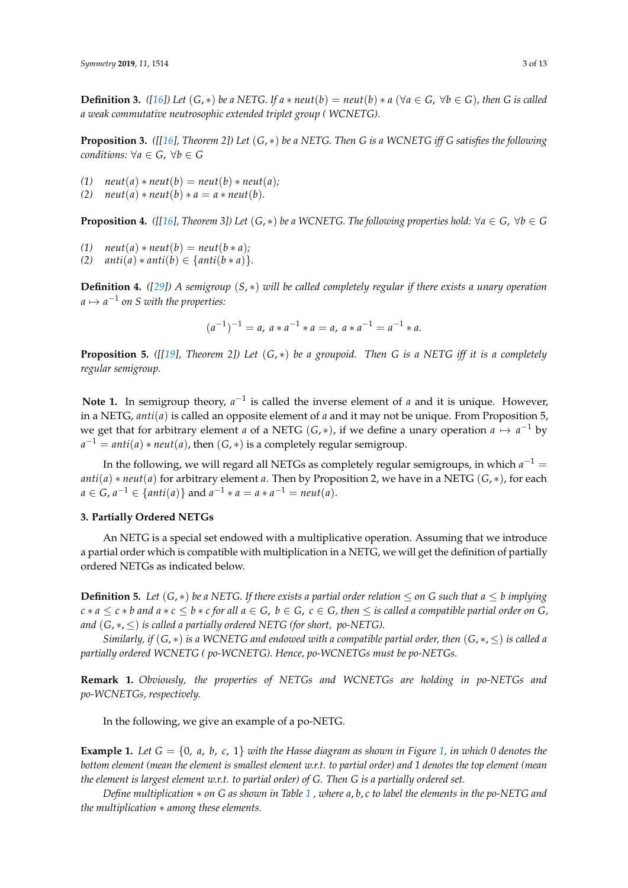**Definition 3.** *([16]) Let $(G, *)$ be a NETG. If $a * neut(b) = neut(b) * a$ ($\forall a \in G$, $\forall b \in G$), then G is called a weak commutative neutrosophic extended triplet group ( WCNETG).*

**Proposition 3.** *([[16], Theorem 2]) Let $(G, *)$ be a NETG. Then G is a WCNETG iff G satisfies the following conditions: $\forall a \in G$, $\forall b \in G$*

*(1)* $neut(a) * neut(b) = neut(b) * neut(a)$;
*(2)* $neut(a) * neut(b) * a = a * neut(b)$.

**Proposition 4.** *([[16], Theorem 3]) Let $(G, *)$ be a WCNETG. The following properties hold: $\forall a \in G$, $\forall b \in G$*

*(1)* $neut(a) * neut(b) = neut(b * a)$;
*(2)* $anti(a) * anti(b) \in \{anti(b * a)\}$.

**Definition 4.** *([29]) A semigroup $(S, *)$ will be called completely regular if there exists a unary operation $a \mapsto a^{-1}$ on S with the properties:*

$$(a^{-1})^{-1} = a, \; a * a^{-1} * a = a, \; a * a^{-1} = a^{-1} * a.$$

**Proposition 5.** *([[19], Theorem 2]) Let $(G, *)$ be a groupoid. Then G is a NETG iff it is a completely regular semigroup.*

**Note 1.** In semigroup theory, $a^{-1}$ is called the inverse element of $a$ and it is unique. However, in a NETG, $anti(a)$ is called an opposite element of $a$ and it may not be unique. From Proposition 5, we get that for arbitrary element $a$ of a NETG $(G, *)$, if we define a unary operation $a \mapsto a^{-1}$ by $a^{-1} = anti(a) * neut(a)$, then $(G, *)$ is a completely regular semigroup.

In the following, we will regard all NETGs as completely regular semigroups, in which $a^{-1} = anti(a) * neut(a)$ for arbitrary element $a$. Then by Proposition 2, we have in a NETG $(G, *)$, for each $a \in G$, $a^{-1} \in \{anti(a)\}$ and $a^{-1} * a = a * a^{-1} = neut(a)$.

## 3. Partially Ordered NETGs

An NETG is a special set endowed with a multiplicative operation. Assuming that we introduce a partial order which is compatible with multiplication in a NETG, we will get the definition of partially ordered NETGs as indicated below.

**Definition 5.** *Let $(G, *)$ be a NETG. If there exists a partial order relation $\leq$ on G such that $a \leq b$ implying $c * a \leq c * b$ and $a * c \leq b * c$ for all $a \in G$, $b \in G$, $c \in G$, then $\leq$ is called a compatible partial order on G, and $(G, *, \leq)$ is called a partially ordered NETG (for short, po-NETG).*

*Similarly, if $(G, *)$ is a WCNETG and endowed with a compatible partial order, then $(G, *, \leq)$ is called a partially ordered WCNETG ( po-WCNETG). Hence, po-WCNETGs must be po-NETGs.*

**Remark 1.** *Obviously, the properties of NETGs and WCNETGs are holding in po-NETGs and po-WCNETGs, respectively.*

In the following, we give an example of a po-NETG.

**Example 1.** *Let $G = \{0, a, b, c, 1\}$ with the Hasse diagram as shown in Figure 1, in which 0 denotes the bottom element (mean the element is smallest element w.r.t. to partial order) and 1 denotes the top element (mean the element is largest element w.r.t. to partial order) of G. Then G is a partially ordered set.*

*Define multiplication $*$ on G as shown in Table 1 , where $a, b, c$ to label the elements in the po-NETG and the multiplication $*$ among these elements.*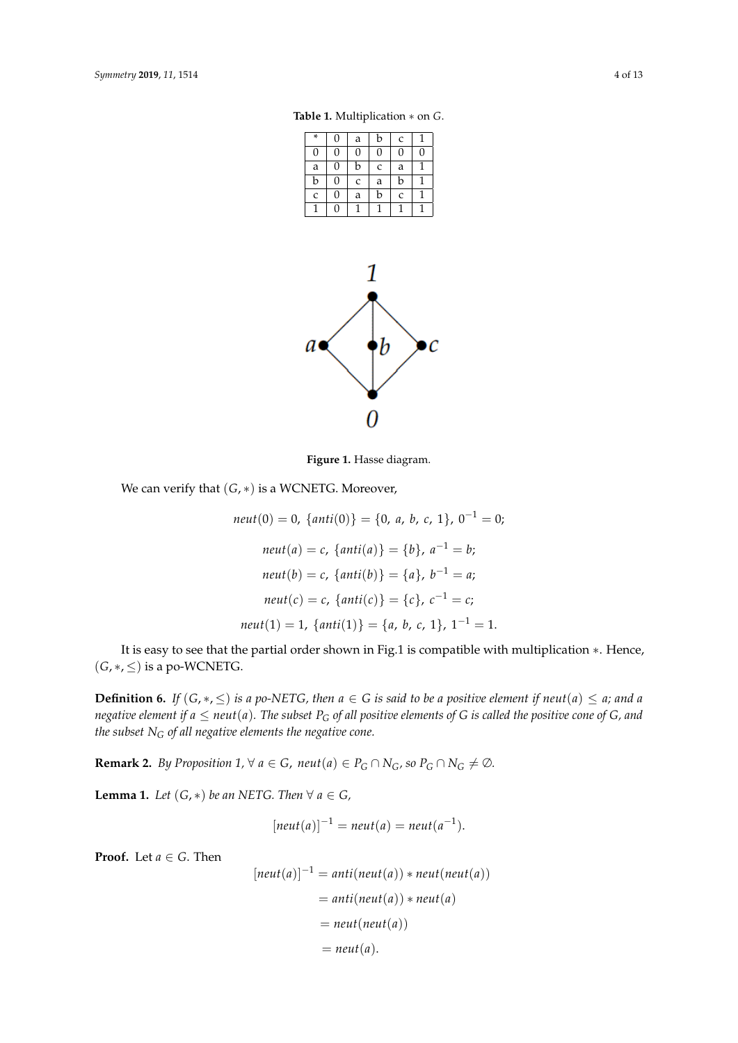**Table 1.** Multiplication $*$ on $G$.

| * | 0 | a | b | c | 1 |
|---|---|---|---|---|---|
| 0 | 0 | 0 | 0 | 0 | 0 |
| a | 0 | b | c | a | 1 |
| b | 0 | c | a | b | 1 |
| c | 0 | a | b | c | 1 |
| 1 | 0 | 1 | 1 | 1 | 1 |

**Figure 1.** Hasse diagram.

We can verify that $(G, *)$ is a WCNETG. Moreover,

$$neut(0) = 0,\ \{anti(0)\} = \{0,\ a,\ b,\ c,\ 1\},\ 0^{-1} = 0;$$

$$neut(a) = c,\ \{anti(a)\} = \{b\},\ a^{-1} = b;$$

$$neut(b) = c,\ \{anti(b)\} = \{a\},\ b^{-1} = a;$$

$$neut(c) = c,\ \{anti(c)\} = \{c\},\ c^{-1} = c;$$

$$neut(1) = 1,\ \{anti(1)\} = \{a,\ b,\ c,\ 1\},\ 1^{-1} = 1.$$

It is easy to see that the partial order shown in Fig.1 is compatible with multiplication $*$. Hence, $(G, *, \leq)$ is a po-WCNETG.

**Definition 6.** *If $(G, *, \leq)$ is a po-NETG, then $a \in G$ is said to be a positive element if $neut(a) \leq a$; and a negative element if $a \leq neut(a)$. The subset $P_G$ of all positive elements of $G$ is called the positive cone of $G$, and the subset $N_G$ of all negative elements the negative cone.*

**Remark 2.** *By Proposition 1, $\forall\ a \in G,\ neut(a) \in P_G \cap N_G$, so $P_G \cap N_G \neq \emptyset$.*

**Lemma 1.** *Let $(G, *)$ be an NETG. Then $\forall\ a \in G$,*

$$[neut(a)]^{-1} = neut(a) = neut(a^{-1}).$$

**Proof.** Let $a \in G$. Then

$$\begin{aligned} [neut(a)]^{-1} &= anti(neut(a)) * neut(neut(a)) \\ &= anti(neut(a)) * neut(a) \\ &= neut(neut(a)) \\ &= neut(a). \end{aligned}$$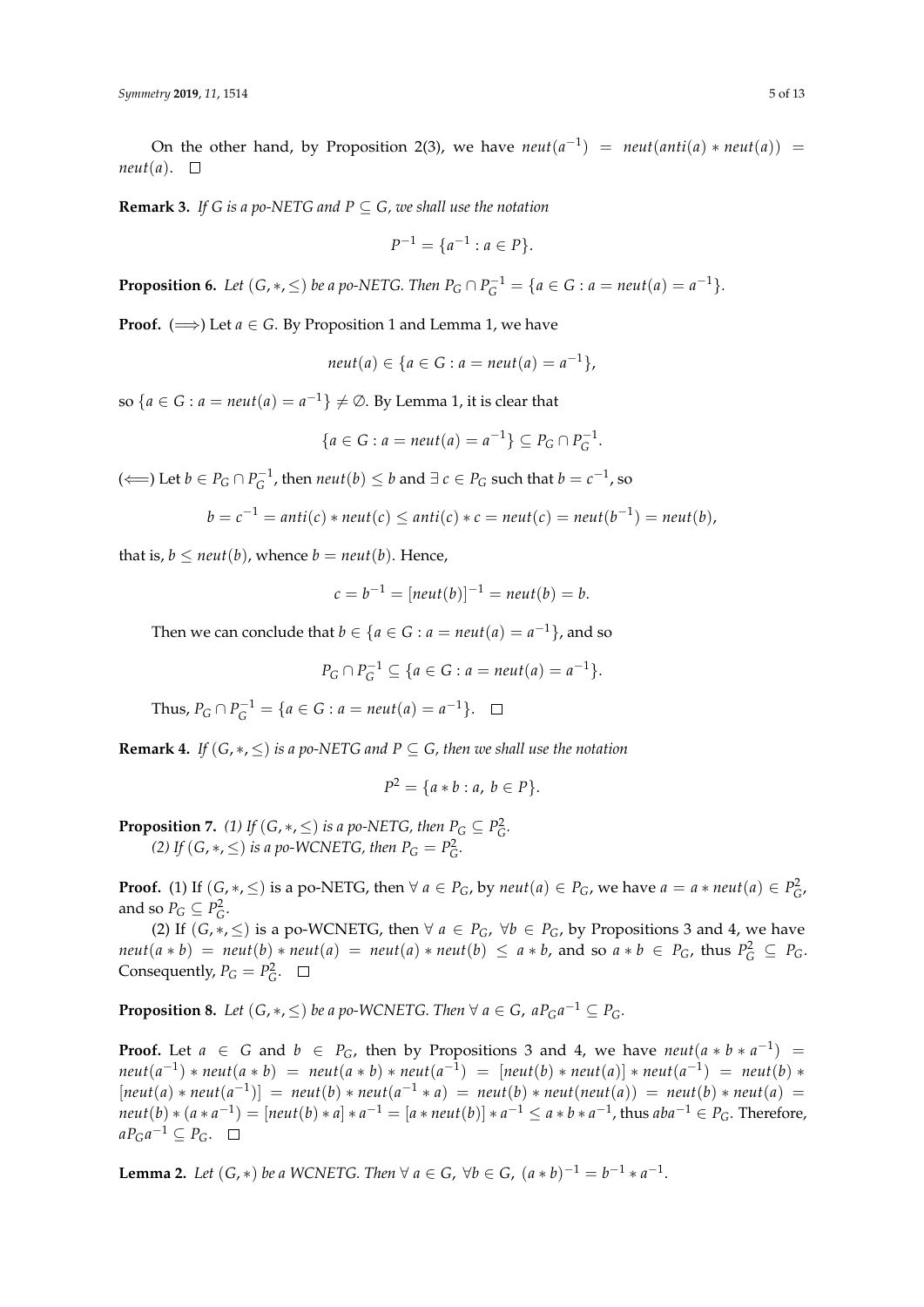On the other hand, by Proposition 2(3), we have $neut(a^{-1}) = neut(anti(a) * neut(a)) = neut(a)$. $\square$

**Remark 3.** *If $G$ is a po-NETG and $P \subseteq G$, we shall use the notation*

$$P^{-1} = \{a^{-1} : a \in P\}.$$

**Proposition 6.** *Let $(G, *, \leq)$ be a po-NETG. Then $P_G \cap P_G^{-1} = \{a \in G : a = neut(a) = a^{-1}\}$.*

**Proof.** ($\Longrightarrow$) Let $a \in G$. By Proposition 1 and Lemma 1, we have

$$neut(a) \in \{a \in G : a = neut(a) = a^{-1}\},$$

so $\{a \in G : a = neut(a) = a^{-1}\} \neq \emptyset$. By Lemma 1, it is clear that

$$\{a \in G : a = neut(a) = a^{-1}\} \subseteq P_G \cap P_G^{-1}.$$

($\Longleftarrow$) Let $b \in P_G \cap P_G^{-1}$, then $neut(b) \leq b$ and $\exists\, c \in P_G$ such that $b = c^{-1}$, so

$$b = c^{-1} = anti(c) * neut(c) \leq anti(c) * c = neut(c) = neut(b^{-1}) = neut(b),$$

that is, $b \leq neut(b)$, whence $b = neut(b)$. Hence,

$$c = b^{-1} = [neut(b)]^{-1} = neut(b) = b.$$

Then we can conclude that $b \in \{a \in G : a = neut(a) = a^{-1}\}$, and so

$$P_G \cap P_G^{-1} \subseteq \{a \in G : a = neut(a) = a^{-1}\}.$$

Thus, $P_G \cap P_G^{-1} = \{a \in G : a = neut(a) = a^{-1}\}$. $\square$

**Remark 4.** *If $(G, *, \leq)$ is a po-NETG and $P \subseteq G$, then we shall use the notation*

$$P^2 = \{a * b : a,\ b \in P\}.$$

**Proposition 7.** *(1) If $(G, *, \leq)$ is a po-NETG, then $P_G \subseteq P_G^2$.*
*(2) If $(G, *, \leq)$ is a po-WCNETG, then $P_G = P_G^2$.*

**Proof.** (1) If $(G, *, \leq)$ is a po-NETG, then $\forall\, a \in P_G$, by $neut(a) \in P_G$, we have $a = a * neut(a) \in P_G^2$, and so $P_G \subseteq P_G^2$.

(2) If $(G, *, \leq)$ is a po-WCNETG, then $\forall\, a \in P_G$, $\forall b \in P_G$, by Propositions 3 and 4, we have $neut(a * b) = neut(b) * neut(a) = neut(a) * neut(b) \leq a * b$, and so $a * b \in P_G$, thus $P_G^2 \subseteq P_G$. Consequently, $P_G = P_G^2$. $\square$

**Proposition 8.** *Let $(G, *, \leq)$ be a po-WCNETG. Then $\forall\, a \in G$, $aP_Ga^{-1} \subseteq P_G$.*

**Proof.** Let $a \in G$ and $b \in P_G$, then by Propositions 3 and 4, we have $neut(a * b * a^{-1}) = neut(a^{-1}) * neut(a * b) = neut(a * b) * neut(a^{-1}) = [neut(b) * neut(a)] * neut(a^{-1}) = neut(b) * [neut(a) * neut(a^{-1})] = neut(b) * neut(a^{-1} * a) = neut(b) * neut(neut(a)) = neut(b) * neut(a) = neut(b) * (a * a^{-1}) = [neut(b) * a] * a^{-1} = [a * neut(b)] * a^{-1} \leq a * b * a^{-1}$, thus $aba^{-1} \in P_G$. Therefore, $aP_Ga^{-1} \subseteq P_G$. $\square$

**Lemma 2.** *Let $(G, *)$ be a WCNETG. Then $\forall\, a \in G$, $\forall b \in G$, $(a * b)^{-1} = b^{-1} * a^{-1}$.*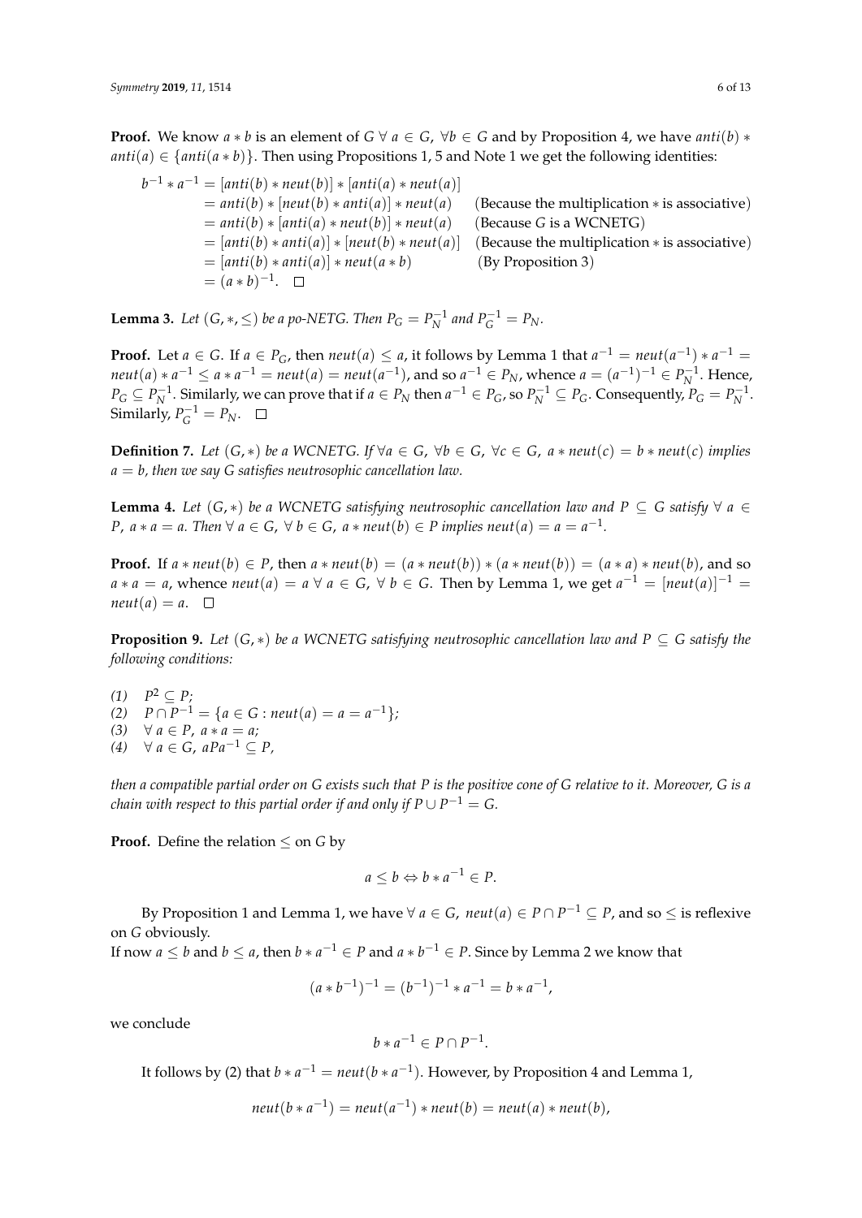**Proof.** We know $a * b$ is an element of $G$ $\forall\, a \in G$, $\forall b \in G$ and by Proposition 4, we have $anti(b) * anti(a) \in \{anti(a * b)\}$. Then using Propositions 1, 5 and Note 1 we get the following identities:

$$
\begin{aligned}
b^{-1} * a^{-1} &= [anti(b) * neut(b)] * [anti(a) * neut(a)] \\
&= anti(b) * [neut(b) * anti(a)] * neut(a) \quad \text{(Because the multiplication } * \text{ is associative)} \\
&= anti(b) * [anti(a) * neut(b)] * neut(a) \quad \text{(Because } G \text{ is a WCNETG)} \\
&= [anti(b) * anti(a)] * [neut(b) * neut(a)] \quad \text{(Because the multiplication } * \text{ is associative)} \\
&= [anti(b) * anti(a)] * neut(a * b) \quad \text{(By Proposition 3)} \\
&= (a * b)^{-1}. \quad \square
\end{aligned}
$$

**Lemma 3.** *Let $(G, *, \leq)$ be a po-NETG. Then $P_G = P_N^{-1}$ and $P_G^{-1} = P_N$.*

**Proof.** Let $a \in G$. If $a \in P_G$, then $neut(a) \leq a$, it follows by Lemma 1 that $a^{-1} = neut(a^{-1}) * a^{-1} = neut(a) * a^{-1} \leq a * a^{-1} = neut(a) = neut(a^{-1})$, and so $a^{-1} \in P_N$, whence $a = (a^{-1})^{-1} \in P_N^{-1}$. Hence, $P_G \subseteq P_N^{-1}$. Similarly, we can prove that if $a \in P_N$ then $a^{-1} \in P_G$, so $P_N^{-1} \subseteq P_G$. Consequently, $P_G = P_N^{-1}$. Similarly, $P_G^{-1} = P_N$. $\square$

**Definition 7.** *Let $(G, *)$ be a WCNETG. If $\forall a \in G$, $\forall b \in G$, $\forall c \in G$, $a * neut(c) = b * neut(c)$ implies $a = b$, then we say $G$ satisfies neutrosophic cancellation law.*

**Lemma 4.** *Let $(G, *)$ be a WCNETG satisfying neutrosophic cancellation law and $P \subseteq G$ satisfy $\forall\, a \in P$, $a * a = a$. Then $\forall\, a \in G$, $\forall\, b \in G$, $a * neut(b) \in P$ implies $neut(a) = a = a^{-1}$.*

**Proof.** If $a * neut(b) \in P$, then $a * neut(b) = (a * neut(b)) * (a * neut(b)) = (a * a) * neut(b)$, and so $a * a = a$, whence $neut(a) = a$ $\forall\, a \in G$, $\forall\, b \in G$. Then by Lemma 1, we get $a^{-1} = [neut(a)]^{-1} = neut(a) = a$. $\square$

**Proposition 9.** *Let $(G, *)$ be a WCNETG satisfying neutrosophic cancellation law and $P \subseteq G$ satisfy the following conditions:*

*(1)* $P^2 \subseteq P$;
*(2)* $P \cap P^{-1} = \{a \in G : neut(a) = a = a^{-1}\}$;
*(3)* $\forall\, a \in P$, $a * a = a$;
*(4)* $\forall\, a \in G$, $aPa^{-1} \subseteq P$,

*then a compatible partial order on $G$ exists such that $P$ is the positive cone of $G$ relative to it. Moreover, $G$ is a chain with respect to this partial order if and only if $P \cup P^{-1} = G$.*

**Proof.** Define the relation $\leq$ on $G$ by

$$a \leq b \Leftrightarrow b * a^{-1} \in P.$$

By Proposition 1 and Lemma 1, we have $\forall\, a \in G$, $neut(a) \in P \cap P^{-1} \subseteq P$, and so $\leq$ is reflexive on $G$ obviously.
If now $a \leq b$ and $b \leq a$, then $b * a^{-1} \in P$ and $a * b^{-1} \in P$. Since by Lemma 2 we know that

$$(a * b^{-1})^{-1} = (b^{-1})^{-1} * a^{-1} = b * a^{-1},$$

we conclude

$$b * a^{-1} \in P \cap P^{-1}.$$

It follows by (2) that $b * a^{-1} = neut(b * a^{-1})$. However, by Proposition 4 and Lemma 1,

$$neut(b * a^{-1}) = neut(a^{-1}) * neut(b) = neut(a) * neut(b),$$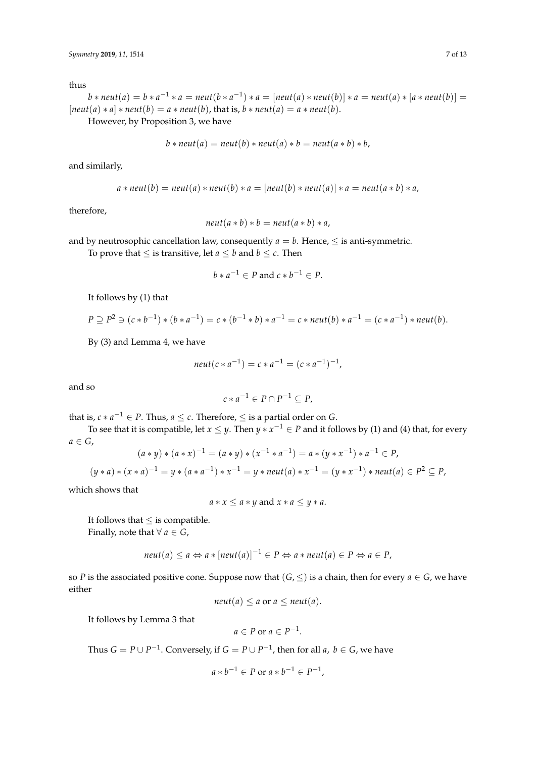thus

$b * neut(a) = b * a^{-1} * a = neut(b * a^{-1}) * a = [neut(a) * neut(b)] * a = neut(a) * [a * neut(b)] = [neut(a) * a] * neut(b) = a * neut(b)$, that is, $b * neut(a) = a * neut(b)$.

However, by Proposition 3, we have

$$b * neut(a) = neut(b) * neut(a) * b = neut(a * b) * b,$$

and similarly,

$$a * neut(b) = neut(a) * neut(b) * a = [neut(b) * neut(a)] * a = neut(a * b) * a,$$

therefore,

$$neut(a * b) * b = neut(a * b) * a,$$

and by neutrosophic cancellation law, consequently $a = b$. Hence, $\leq$ is anti-symmetric.

To prove that $\leq$ is transitive, let $a \leq b$ and $b \leq c$. Then

$$b * a^{-1} \in P \text{ and } c * b^{-1} \in P.$$

It follows by (1) that

$$P \supseteq P^2 \ni (c * b^{-1}) * (b * a^{-1}) = c * (b^{-1} * b) * a^{-1} = c * neut(b) * a^{-1} = (c * a^{-1}) * neut(b).$$

By (3) and Lemma 4, we have

$$neut(c * a^{-1}) = c * a^{-1} = (c * a^{-1})^{-1},$$

and so

$$c * a^{-1} \in P \cap P^{-1} \subseteq P,$$

that is, $c * a^{-1} \in P$. Thus, $a \leq c$. Therefore, $\leq$ is a partial order on $G$.

To see that it is compatible, let $x \leq y$. Then $y * x^{-1} \in P$ and it follows by (1) and (4) that, for every $a \in G$,

$$(a * y) * (a * x)^{-1} = (a * y) * (x^{-1} * a^{-1}) = a * (y * x^{-1}) * a^{-1} \in P,$$

$$(y * a) * (x * a)^{-1} = y * (a * a^{-1}) * x^{-1} = y * neut(a) * x^{-1} = (y * x^{-1}) * neut(a) \in P^2 \subseteq P,$$

which shows that

$$a * x \leq a * y \text{ and } x * a \leq y * a.$$

It follows that $\leq$ is compatible.

Finally, note that $\forall\, a \in G$,

$$neut(a) \leq a \Leftrightarrow a * [neut(a)]^{-1} \in P \Leftrightarrow a * neut(a) \in P \Leftrightarrow a \in P,$$

so $P$ is the associated positive cone. Suppose now that $(G, \leq)$ is a chain, then for every $a \in G$, we have either

$$neut(a) \leq a \text{ or } a \leq neut(a).$$

It follows by Lemma 3 that

$$a \in P \text{ or } a \in P^{-1}.$$

Thus $G = P \cup P^{-1}$. Conversely, if $G = P \cup P^{-1}$, then for all $a,\ b \in G$, we have

$$a * b^{-1} \in P \text{ or } a * b^{-1} \in P^{-1},$$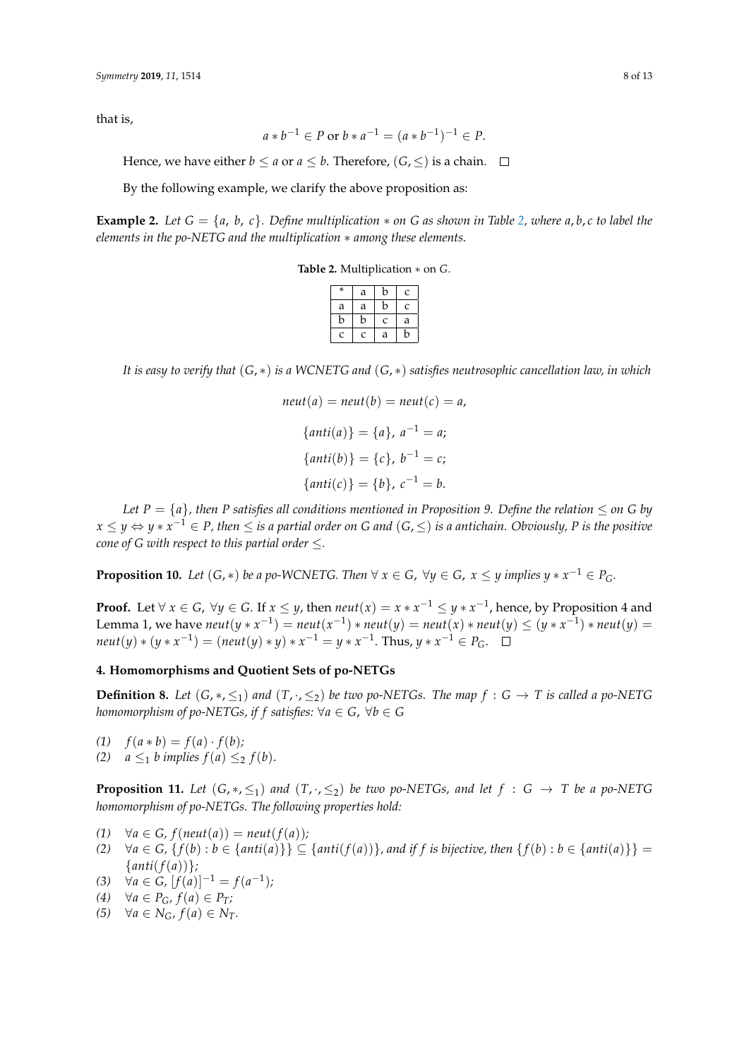that is,

$$a * b^{-1} \in P \text{ or } b * a^{-1} = (a * b^{-1})^{-1} \in P.$$

Hence, we have either $b \leq a$ or $a \leq b$. Therefore, $(G, \leq)$ is a chain. □

By the following example, we clarify the above proposition as:

**Example 2.** *Let $G = \{a, b, c\}$. Define multiplication $*$ on $G$ as shown in Table 2, where $a, b, c$ to label the elements in the po-NETG and the multiplication $*$ among these elements.*

**Table 2.** Multiplication $*$ on $G$.

| * | a | b | c |
|---|---|---|---|
| a | a | b | c |
| b | b | c | a |
| c | c | a | b |

*It is easy to verify that $(G, *)$ is a WCNETG and $(G, *)$ satisfies neutrosophic cancellation law, in which*

$$neut(a) = neut(b) = neut(c) = a,$$

$$\{anti(a)\} = \{a\},\ a^{-1} = a;$$

$$\{anti(b)\} = \{c\},\ b^{-1} = c;$$

$$\{anti(c)\} = \{b\},\ c^{-1} = b.$$

*Let $P = \{a\}$, then $P$ satisfies all conditions mentioned in Proposition 9. Define the relation $\leq$ on $G$ by $x \leq y \Leftrightarrow y * x^{-1} \in P$, then $\leq$ is a partial order on $G$ and $(G, \leq)$ is a antichain. Obviously, $P$ is the positive cone of $G$ with respect to this partial order $\leq$.*

**Proposition 10.** *Let $(G, *)$ be a po-WCNETG. Then $\forall\, x \in G$, $\forall y \in G$, $x \leq y$ implies $y * x^{-1} \in P_G$.*

**Proof.** Let $\forall\, x \in G$, $\forall y \in G$. If $x \leq y$, then $neut(x) = x * x^{-1} \leq y * x^{-1}$, hence, by Proposition 4 and Lemma 1, we have $neut(y * x^{-1}) = neut(x^{-1}) * neut(y) = neut(x) * neut(y) \leq (y * x^{-1}) * neut(y) = neut(y) * (y * x^{-1}) = (neut(y) * y) * x^{-1} = y * x^{-1}$. Thus, $y * x^{-1} \in P_G$. □

## 4. Homomorphisms and Quotient Sets of po-NETGs

**Definition 8.** *Let $(G, *, \leq_1)$ and $(T, \cdot, \leq_2)$ be two po-NETGs. The map $f : G \to T$ is called a po-NETG homomorphism of po-NETGs, if $f$ satisfies: $\forall a \in G$, $\forall b \in G$*

*(1)* $f(a * b) = f(a) \cdot f(b)$;
*(2)* $a \leq_1 b$ *implies* $f(a) \leq_2 f(b)$.

**Proposition 11.** *Let $(G, *, \leq_1)$ and $(T, \cdot, \leq_2)$ be two po-NETGs, and let $f : G \to T$ be a po-NETG homomorphism of po-NETGs. The following properties hold:*

*(1)* $\forall a \in G$, $f(neut(a)) = neut(f(a))$;
*(2)* $\forall a \in G$, $\{f(b) : b \in \{anti(a)\}\} \subseteq \{anti(f(a))\}$, *and if $f$ is bijective, then* $\{f(b) : b \in \{anti(a)\}\} = \{anti(f(a))\}$;
*(3)* $\forall a \in G$, $[f(a)]^{-1} = f(a^{-1})$;
*(4)* $\forall a \in P_G$, $f(a) \in P_T$;
*(5)* $\forall a \in N_G$, $f(a) \in N_T$.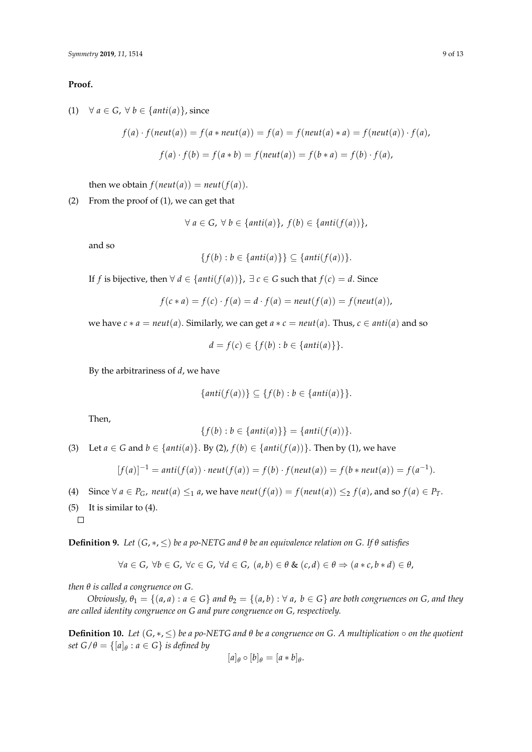**Proof.**

(1) $\forall\, a \in G,\ \forall\, b \in \{anti(a)\}$, since

$$f(a) \cdot f(neut(a)) = f(a * neut(a)) = f(a) = f(neut(a) * a) = f(neut(a)) \cdot f(a),$$

$$f(a) \cdot f(b) = f(a * b) = f(neut(a)) = f(b * a) = f(b) \cdot f(a),$$

then we obtain $f(neut(a)) = neut(f(a))$.

(2) From the proof of (1), we can get that

$$\forall\, a \in G,\ \forall\, b \in \{anti(a)\},\ f(b) \in \{anti(f(a))\},$$

and so

$$\{f(b) : b \in \{anti(a)\}\} \subseteq \{anti(f(a))\}.$$

If $f$ is bijective, then $\forall\, d \in \{anti(f(a))\}$, $\exists\, c \in G$ such that $f(c) = d$. Since

$$f(c * a) = f(c) \cdot f(a) = d \cdot f(a) = neut(f(a)) = f(neut(a)),$$

we have $c * a = neut(a)$. Similarly, we can get $a * c = neut(a)$. Thus, $c \in anti(a)$ and so

$$d = f(c) \in \{f(b) : b \in \{anti(a)\}\}.$$

By the arbitrariness of $d$, we have

$$\{anti(f(a))\} \subseteq \{f(b) : b \in \{anti(a)\}\}.$$

Then,

$$\{f(b) : b \in \{anti(a)\}\} = \{anti(f(a))\}.$$

(3) Let $a \in G$ and $b \in \{anti(a)\}$. By (2), $f(b) \in \{anti(f(a))\}$. Then by (1), we have

$$[f(a)]^{-1} = anti(f(a)) \cdot neut(f(a)) = f(b) \cdot f(neut(a)) = f(b * neut(a)) = f(a^{-1}).$$

(4) Since $\forall\, a \in P_G$, $neut(a) \leq_1 a$, we have $neut(f(a)) = f(neut(a)) \leq_2 f(a)$, and so $f(a) \in P_T$.

(5) It is similar to (4).

□

**Definition 9.** *Let $(G, *, \leq)$ be a po-NETG and $\theta$ be an equivalence relation on $G$. If $\theta$ satisfies*

$$\forall a \in G,\ \forall b \in G,\ \forall c \in G,\ \forall d \in G,\ (a, b) \in \theta\ \&\ (c, d) \in \theta \Rightarrow (a * c, b * d) \in \theta,$$

*then $\theta$ is called a congruence on $G$.*

*Obviously, $\theta_1 = \{(a, a) : a \in G\}$ and $\theta_2 = \{(a, b) : \forall\, a,\ b \in G\}$ are both congruences on $G$, and they are called identity congruence on $G$ and pure congruence on $G$, respectively.*

**Definition 10.** *Let $(G, *, \leq)$ be a po-NETG and $\theta$ be a congruence on $G$. A multiplication $\circ$ on the quotient set $G/\theta = \{[a]_\theta : a \in G\}$ is defined by*

$$[a]_\theta \circ [b]_\theta = [a * b]_\theta.$$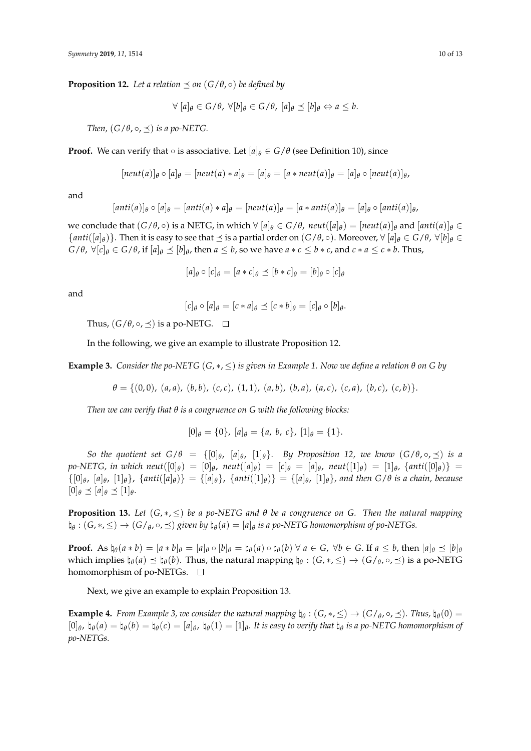**Proposition 12.** *Let a relation $\preceq$ on $(G/\theta, \circ)$ be defined by*

$$\forall\ [a]_\theta \in G/\theta,\ \forall [b]_\theta \in G/\theta,\ [a]_\theta \preceq [b]_\theta \Leftrightarrow a \leq b.$$

*Then, $(G/\theta, \circ, \preceq)$ is a po-NETG.*

**Proof.** We can verify that $\circ$ is associative. Let $[a]_\theta \in G/\theta$ (see Definition 10), since

$$[neut(a)]_\theta \circ [a]_\theta = [neut(a) * a]_\theta = [a]_\theta = [a * neut(a)]_\theta = [a]_\theta \circ [neut(a)]_\theta,$$

and

$$[anti(a)]_\theta \circ [a]_\theta = [anti(a) * a]_\theta = [neut(a)]_\theta = [a * anti(a)]_\theta = [a]_\theta \circ [anti(a)]_\theta,$$

we conclude that $(G/\theta, \circ)$ is a NETG, in which $\forall\ [a]_\theta \in G/\theta$, $neut([a]_\theta) = [neut(a)]_\theta$ and $[anti(a)]_\theta \in \{anti([a]_\theta)\}$. Then it is easy to see that $\preceq$ is a partial order on $(G/\theta, \circ)$. Moreover, $\forall\ [a]_\theta \in G/\theta$, $\forall [b]_\theta \in G/\theta$, $\forall [c]_\theta \in G/\theta$, if $[a]_\theta \preceq [b]_\theta$, then $a \leq b$, so we have $a * c \leq b * c$, and $c * a \leq c * b$. Thus,

$$[a]_\theta \circ [c]_\theta = [a * c]_\theta \preceq [b * c]_\theta = [b]_\theta \circ [c]_\theta$$

and

$$[c]_\theta \circ [a]_\theta = [c * a]_\theta \preceq [c * b]_\theta = [c]_\theta \circ [b]_\theta.$$

Thus, $(G/\theta, \circ, \preceq)$ is a po-NETG. $\square$

In the following, we give an example to illustrate Proposition 12.

**Example 3.** *Consider the po-NETG $(G, *, \leq)$ is given in Example 1. Now we define a relation $\theta$ on $G$ by*

$$\theta = \{(0,0),\ (a,a),\ (b,b),\ (c,c),\ (1,1),\ (a,b),\ (b,a),\ (a,c),\ (c,a),\ (b,c),\ (c,b)\}.$$

*Then we can verify that $\theta$ is a congruence on $G$ with the following blocks:*

$$[0]_\theta = \{0\},\ [a]_\theta = \{a,\ b,\ c\},\ [1]_\theta = \{1\}.$$

*So the quotient set $G/\theta = \{[0]_\theta,\ [a]_\theta,\ [1]_\theta\}$. By Proposition 12, we know $(G/\theta, \circ, \preceq)$ is a po-NETG, in which $neut([0]_\theta) = [0]_\theta$, $neut([a]_\theta) = [c]_\theta = [a]_\theta$, $neut([1]_\theta) = [1]_\theta$, $\{anti([0]_\theta)\} = \{[0]_\theta,\ [a]_\theta,\ [1]_\theta\}$, $\{anti([a]_\theta)\} = \{[a]_\theta\}$, $\{anti([1]_\theta)\} = \{[a]_\theta,\ [1]_\theta\}$, and then $G/\theta$ is a chain, because $[0]_\theta \preceq [a]_\theta \preceq [1]_\theta$.*

**Proposition 13.** *Let $(G, *, \leq)$ be a po-NETG and $\theta$ be a congruence on $G$. Then the natural mapping $\natural_\theta : (G, *, \leq) \to (G/_\theta, \circ, \preceq)$ given by $\natural_\theta(a) = [a]_\theta$ is a po-NETG homomorphism of po-NETGs.*

**Proof.** As $\natural_\theta(a * b) = [a * b]_\theta = [a]_\theta \circ [b]_\theta = \natural_\theta(a) \circ \natural_\theta(b)\ \forall\ a \in G$, $\forall b \in G$. If $a \leq b$, then $[a]_\theta \preceq [b]_\theta$ which implies $\natural_\theta(a) \preceq \natural_\theta(b)$. Thus, the natural mapping $\natural_\theta : (G, *, \leq) \to (G/_\theta, \circ, \preceq)$ is a po-NETG homomorphism of po-NETGs. $\square$

Next, we give an example to explain Proposition 13.

**Example 4.** *From Example 3, we consider the natural mapping $\natural_\theta : (G, *, \leq) \to (G/_\theta, \circ, \preceq)$. Thus, $\natural_\theta(0) = [0]_\theta$, $\natural_\theta(a) = \natural_\theta(b) = \natural_\theta(c) = [a]_\theta$, $\natural_\theta(1) = [1]_\theta$. It is easy to verify that $\natural_\theta$ is a po-NETG homomorphism of po-NETGs.*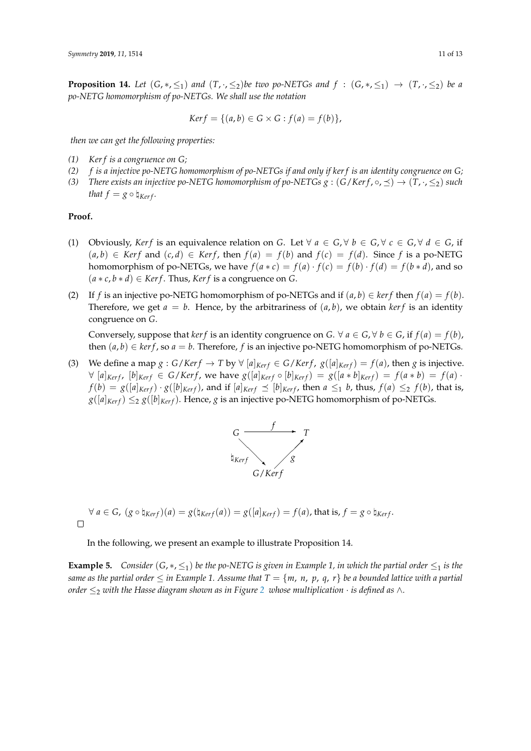**Proposition 14.** *Let $(G, *, \leq_1)$ and $(T, \cdot, \leq_2)$be two po-NETGs and $f : (G, *, \leq_1) \to (T, \cdot, \leq_2)$ be a po-NETG homomorphism of po-NETGs. We shall use the notation*

$$Kerf = \{(a, b) \in G \times G : f(a) = f(b)\},$$

*then we can get the following properties:*

*(1) $Kerf$ is a congruence on $G$;*
*(2) $f$ is a injective po-NETG homomorphism of po-NETGs if and only if $kerf$ is an identity congruence on $G$;*
*(3) There exists an injective po-NETG homomorphism of po-NETGs $g : (G/Kerf, \circ, \preceq) \to (T, \cdot, \leq_2)$ such that $f = g \circ \natural_{Kerf}$.*

**Proof.**

(1) Obviously, $Kerf$ is an equivalence relation on $G$. Let $\forall\, a \in G, \forall\, b \in G, \forall\, c \in G, \forall\, d \in G$, if $(a, b) \in Kerf$ and $(c, d) \in Kerf$, then $f(a) = f(b)$ and $f(c) = f(d)$. Since $f$ is a po-NETG homomorphism of po-NETGs, we have $f(a * c) = f(a) \cdot f(c) = f(b) \cdot f(d) = f(b * d)$, and so $(a * c, b * d) \in Kerf$. Thus, $Kerf$ is a congruence on $G$.

(2) If $f$ is an injective po-NETG homomorphism of po-NETGs and if $(a, b) \in kerf$ then $f(a) = f(b)$. Therefore, we get $a = b$. Hence, by the arbitrariness of $(a, b)$, we obtain $kerf$ is an identity congruence on $G$.

Conversely, suppose that $kerf$ is an identity congruence on $G$. $\forall\, a \in G, \forall\, b \in G$, if $f(a) = f(b)$, then $(a, b) \in kerf$, so $a = b$. Therefore, $f$ is an injective po-NETG homomorphism of po-NETGs.

(3) We define a map $g : G/Kerf \to T$ by $\forall\, [a]_{Kerf} \in G/Kerf$, $g([a]_{Kerf}) = f(a)$, then $g$ is injective. $\forall\, [a]_{Kerf}, [b]_{Kerf} \in G/Kerf$, we have $g([a]_{Kerf} \circ [b]_{Kerf}) = g([a * b]_{Kerf}) = f(a * b) = f(a) \cdot f(b) = g([a]_{Kerf}) \cdot g([b]_{Kerf})$, and if $[a]_{Kerf} \preceq [b]_{Kerf}$, then $a \leq_1 b$, thus, $f(a) \leq_2 f(b)$, that is, $g([a]_{Kerf}) \leq_2 g([b]_{Kerf})$. Hence, $g$ is an injective po-NETG homomorphism of po-NETGs.

$$\begin{array}{ccc} G & \xrightarrow{\quad f \quad} & T \\ & \searrow_{\natural_{Kerf}} \quad \nearrow_{g} & \\ & G/Kerf & \end{array}$$

$\forall\, a \in G$, $(g \circ \natural_{Kerf})(a) = g(\natural_{Kerf}(a)) = g([a]_{Kerf}) = f(a)$, that is, $f = g \circ \natural_{Kerf}$.

□

In the following, we present an example to illustrate Proposition 14.

**Example 5.** *Consider $(G, *, \leq_1)$ be the po-NETG is given in Example 1, in which the partial order $\leq_1$ is the same as the partial order $\leq$ in Example 1. Assume that $T = \{m, n, p, q, r\}$ be a bounded lattice with a partial order $\leq_2$ with the Hasse diagram shown as in Figure 2 whose multiplication $\cdot$ is defined as $\wedge$.*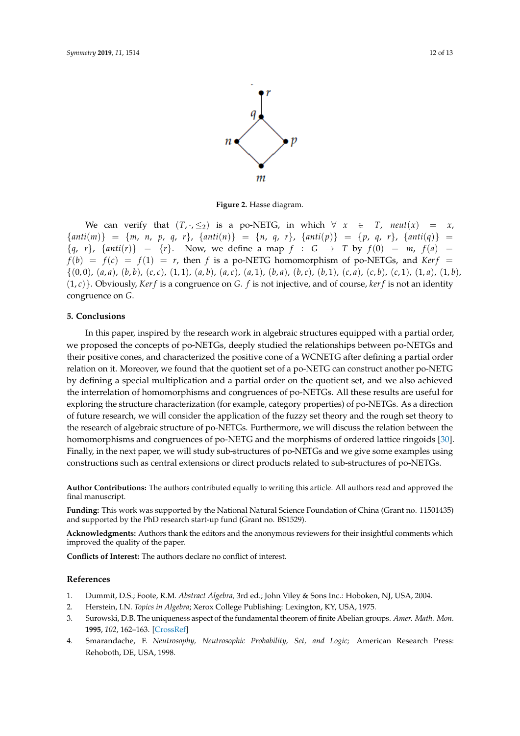**Figure 2.** Hasse diagram.

We can verify that $(T, \cdot, \leq_2)$ is a po-NETG, in which $\forall\ x \in T$, $neut(x) = x$, $\{anti(m)\} = \{m,\ n,\ p,\ q,\ r\}$, $\{anti(n)\} = \{n,\ q,\ r\}$, $\{anti(p)\} = \{p,\ q,\ r\}$, $\{anti(q)\} = \{q,\ r\}$, $\{anti(r)\} = \{r\}$. Now, we define a map $f : G \to T$ by $f(0) = m$, $f(a) = f(b) = f(c) = f(1) = r$, then $f$ is a po-NETG homomorphism of po-NETGs, and $Kerf = \{(0,0), (a,a), (b,b), (c,c), (1,1), (a,b), (a,c), (a,1), (b,a), (b,c), (b,1), (c,a), (c,b), (c,1), (1,a), (1,b), (1,c)\}$. Obviously, $Kerf$ is a congruence on $G$. $f$ is not injective, and of course, $kerf$ is not an identity congruence on $G$.

## 5. Conclusions

In this paper, inspired by the research work in algebraic structures equipped with a partial order, we proposed the concepts of po-NETGs, deeply studied the relationships between po-NETGs and their positive cones, and characterized the positive cone of a WCNETG after defining a partial order relation on it. Moreover, we found that the quotient set of a po-NETG can construct another po-NETG by defining a special multiplication and a partial order on the quotient set, and we also achieved the interrelation of homomorphisms and congruences of po-NETGs. All these results are useful for exploring the structure characterization (for example, category properties) of po-NETGs. As a direction of future research, we will consider the application of the fuzzy set theory and the rough set theory to the research of algebraic structure of po-NETGs. Furthermore, we will discuss the relation between the homomorphisms and congruences of po-NETG and the morphisms of ordered lattice ringoids [30]. Finally, in the next paper, we will study sub-structures of po-NETGs and we give some examples using constructions such as central extensions or direct products related to sub-structures of po-NETGs.

**Author Contributions:** The authors contributed equally to writing this article. All authors read and approved the final manuscript.

**Funding:** This work was supported by the National Natural Science Foundation of China (Grant no. 11501435) and supported by the PhD research start-up fund (Grant no. BS1529).

**Acknowledgments:** Authors thank the editors and the anonymous reviewers for their insightful comments which improved the quality of the paper.

**Conflicts of Interest:** The authors declare no conflict of interest.

## References

1. Dummit, D.S.; Foote, R.M. *Abstract Algebra*, 3rd ed.; John Viley & Sons Inc.: Hoboken, NJ, USA, 2004.
2. Herstein, I.N. *Topics in Algebra*; Xerox College Publishing: Lexington, KY, USA, 1975.
3. Surowski, D.B. The uniqueness aspect of the fundamental theorem of finite Abelian groups. *Amer. Math. Mon.* **1995**, *102*, 162–163. [CrossRef]
4. Smarandache, F. *Neutrosophy, Neutrosophic Probability, Set, and Logic;* American Research Press: Rehoboth, DE, USA, 1998.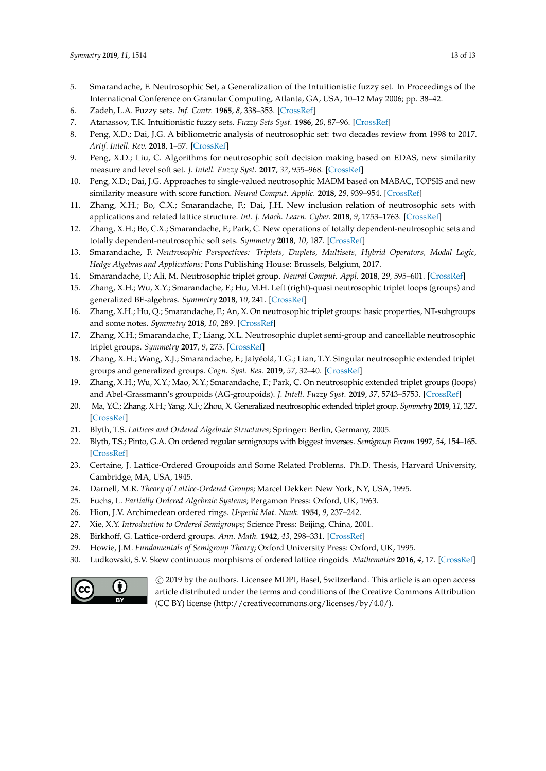5. Smarandache, F. Neutrosophic Set, a Generalization of the Intuitionistic fuzzy set. In Proceedings of the International Conference on Granular Computing, Atlanta, GA, USA, 10–12 May 2006; pp. 38–42.
6. Zadeh, L.A. Fuzzy sets. *Inf. Contr.* **1965**, *8*, 338–353. [CrossRef]
7. Atanassov, T.K. Intuitionistic fuzzy sets. *Fuzzy Sets Syst.* **1986**, *20*, 87–96. [CrossRef]
8. Peng, X.D.; Dai, J.G. A bibliometric analysis of neutrosophic set: two decades review from 1998 to 2017. *Artif. Intell. Rev.* **2018**, 1–57. [CrossRef]
9. Peng, X.D.; Liu, C. Algorithms for neutrosophic soft decision making based on EDAS, new similarity measure and level soft set. *J. Intell. Fuzzy Syst.* **2017**, *32*, 955–968. [CrossRef]
10. Peng, X.D.; Dai, J.G. Approaches to single-valued neutrosophic MADM based on MABAC, TOPSIS and new similarity measure with score function. *Neural Comput. Applic.* **2018**, *29*, 939–954. [CrossRef]
11. Zhang, X.H.; Bo, C.X.; Smarandache, F.; Dai, J.H. New inclusion relation of neutrosophic sets with applications and related lattice structure. *Int. J. Mach. Learn. Cyber.* **2018**, *9*, 1753–1763. [CrossRef]
12. Zhang, X.H.; Bo, C.X.; Smarandache, F.; Park, C. New operations of totally dependent-neutrosophic sets and totally dependent-neutrosophic soft sets. *Symmetry* **2018**, *10*, 187. [CrossRef]
13. Smarandache, F. *Neutrosophic Perspectives: Triplets, Duplets, Multisets, Hybrid Operators, Modal Logic, Hedge Algebras and Applications*; Pons Publishing House: Brussels, Belgium, 2017.
14. Smarandache, F.; Ali, M. Neutrosophic triplet group. *Neural Comput. Appl.* **2018**, *29*, 595–601. [CrossRef]
15. Zhang, X.H.; Wu, X.Y.; Smarandache, F.; Hu, M.H. Left (right)-quasi neutrosophic triplet loops (groups) and generalized BE-algebras. *Symmetry* **2018**, *10*, 241. [CrossRef]
16. Zhang, X.H.; Hu, Q.; Smarandache, F.; An, X. On neutrosophic triplet groups: basic properties, NT-subgroups and some notes. *Symmetry* **2018**, *10*, 289. [CrossRef]
17. Zhang, X.H.; Smarandache, F.; Liang, X.L. Neutrosophic duplet semi-group and cancellable neutrosophic triplet groups. *Symmetry* **2017**, *9*, 275. [CrossRef]
18. Zhang, X.H.; Wang, X.J.; Smarandache, F.; Jaíyéolá, T.G.; Lian, T.Y. Singular neutrosophic extended triplet groups and generalized groups. *Cogn. Syst. Res.* **2019**, *57*, 32–40. [CrossRef]
19. Zhang, X.H.; Wu, X.Y.; Mao, X.Y.; Smarandache, F.; Park, C. On neutrosophic extended triplet groups (loops) and Abel-Grassmann's groupoids (AG-groupoids). *J. Intell. Fuzzy Syst.* **2019**, *37*, 5743–5753. [CrossRef]
20. Ma, Y.C.; Zhang, X.H.; Yang, X.F.; Zhou, X. Generalized neutrosophic extended triplet group. *Symmetry* **2019**, *11*, 327. [CrossRef]
21. Blyth, T.S. *Lattices and Ordered Algebraic Structures*; Springer: Berlin, Germany, 2005.
22. Blyth, T.S.; Pinto, G.A. On ordered regular semigroups with biggest inverses. *Semigroup Forum* **1997**, *54*, 154–165. [CrossRef]
23. Certaine, J. Lattice-Ordered Groupoids and Some Related Problems. Ph.D. Thesis, Harvard University, Cambridge, MA, USA, 1945.
24. Darnell, M.R. *Theory of Lattice-Ordered Groups*; Marcel Dekker: New York, NY, USA, 1995.
25. Fuchs, L. *Partially Ordered Algebraic Systems*; Pergamon Press: Oxford, UK, 1963.
26. Hion, J.V. Archimedean ordered rings. *Uspechi Mat. Nauk.* **1954**, *9*, 237–242.
27. Xie, X.Y. *Introduction to Ordered Semigroups*; Science Press: Beijing, China, 2001.
28. Birkhoff, G. Lattice-orderd groups. *Ann. Math.* **1942**, *43*, 298–331. [CrossRef]
29. Howie, J.M. *Fundamentals of Semigroup Theory*; Oxford University Press: Oxford, UK, 1995.
30. Ludkowski, S.V. Skew continuous morphisms of ordered lattice ringoids. *Mathematics* **2016**, *4*, 17. [CrossRef]

© 2019 by the authors. Licensee MDPI, Basel, Switzerland. This article is an open access article distributed under the terms and conditions of the Creative Commons Attribution (CC BY) license (http://creativecommons.org/licenses/by/4.0/).